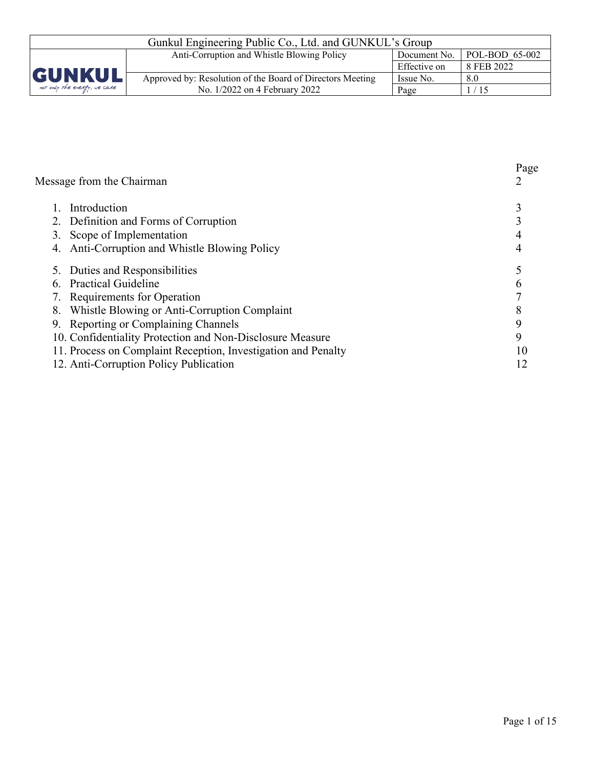| Gunkul Engineering Public Co., Ltd. and GUNKUL's Group | | | |
|---|---|---|---|
| GUNKUL | Anti-Corruption and Whistle Blowing Policy | Document No. | POL-BOD_65-002 |
| | | Effective on | 8 FEB 2022 |
| | Approved by: Resolution of the Board of Directors Meeting No. 1/2022 on 4 February 2022 | Issue No. | 8.0 |
| | | Page | 1 / 15 |

| | Page |
|---|---|
| Message from the Chairman | 2 |
| 1. Introduction | 3 |
| 2. Definition and Forms of Corruption | 3 |
| 3. Scope of Implementation | 4 |
| 4. Anti-Corruption and Whistle Blowing Policy | 4 |
| 5. Duties and Responsibilities | 5 |
| 6. Practical Guideline | 6 |
| 7. Requirements for Operation | 7 |
| 8. Whistle Blowing or Anti-Corruption Complaint | 8 |
| 9. Reporting or Complaining Channels | 9 |
| 10. Confidentiality Protection and Non-Disclosure Measure | 9 |
| 11. Process on Complaint Reception, Investigation and Penalty | 10 |
| 12. Anti-Corruption Policy Publication | 12 |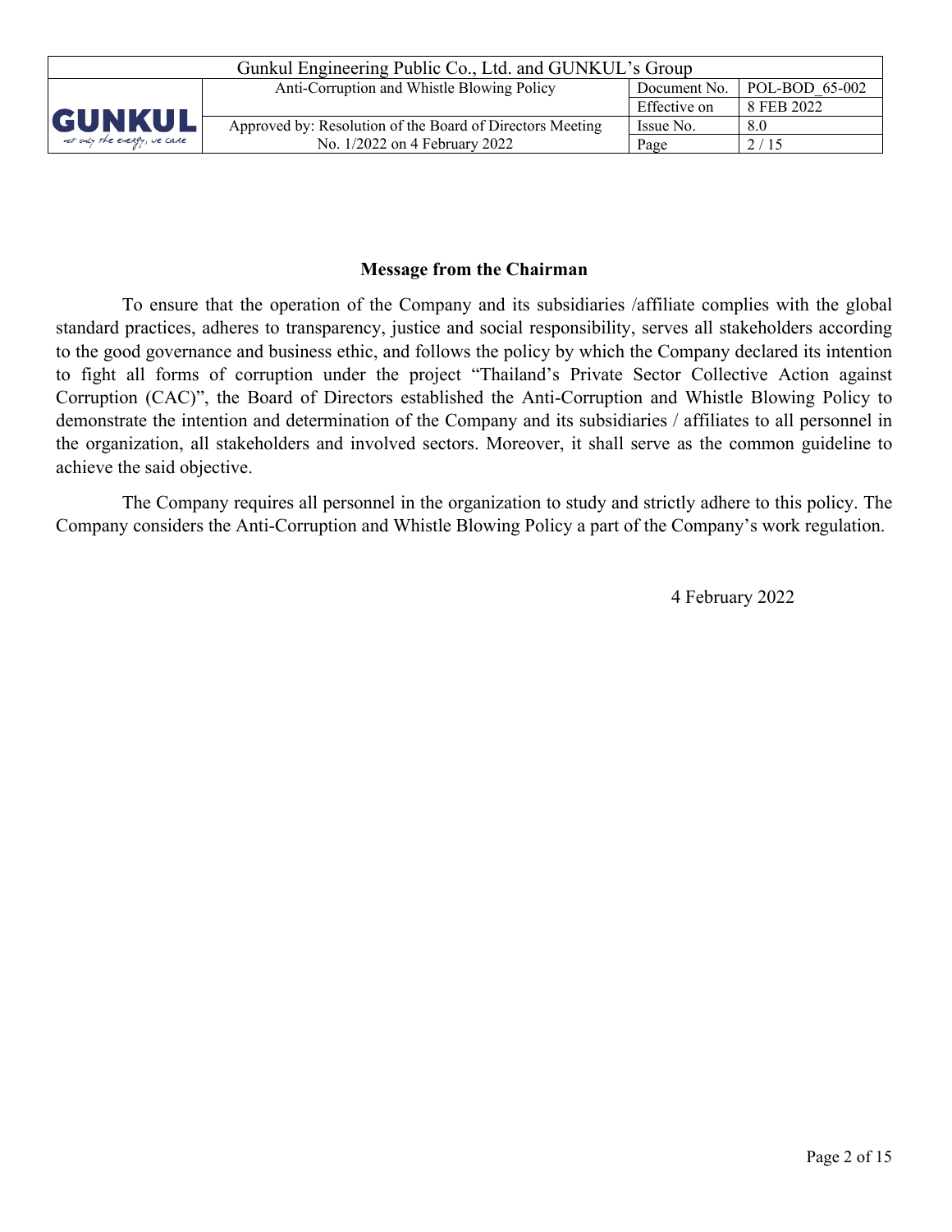**Message from the Chairman**

To ensure that the operation of the Company and its subsidiaries /affiliate complies with the global standard practices, adheres to transparency, justice and social responsibility, serves all stakeholders according to the good governance and business ethic, and follows the policy by which the Company declared its intention to fight all forms of corruption under the project "Thailand's Private Sector Collective Action against Corruption (CAC)", the Board of Directors established the Anti-Corruption and Whistle Blowing Policy to demonstrate the intention and determination of the Company and its subsidiaries / affiliates to all personnel in the organization, all stakeholders and involved sectors. Moreover, it shall serve as the common guideline to achieve the said objective.

The Company requires all personnel in the organization to study and strictly adhere to this policy. The Company considers the Anti-Corruption and Whistle Blowing Policy a part of the Company's work regulation.

4 February 2022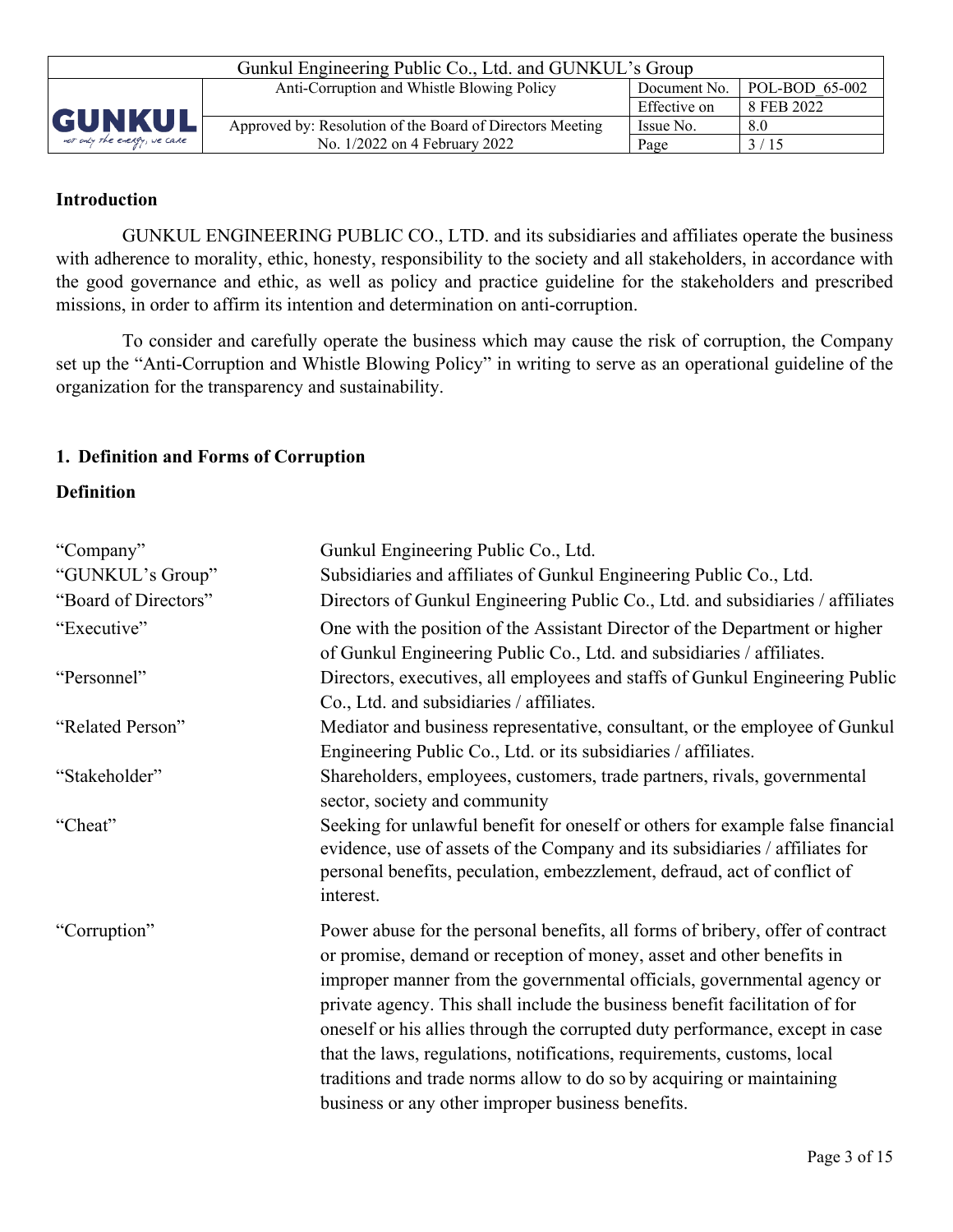## Introduction

GUNKUL ENGINEERING PUBLIC CO., LTD. and its subsidiaries and affiliates operate the business with adherence to morality, ethic, honesty, responsibility to the society and all stakeholders, in accordance with the good governance and ethic, as well as policy and practice guideline for the stakeholders and prescribed missions, in order to affirm its intention and determination on anti-corruption.

To consider and carefully operate the business which may cause the risk of corruption, the Company set up the "Anti-Corruption and Whistle Blowing Policy" in writing to serve as an operational guideline of the organization for the transparency and sustainability.

## 1. Definition and Forms of Corruption

### Definition

| | |
|---|---|
| "Company" | Gunkul Engineering Public Co., Ltd. |
| "GUNKUL's Group" | Subsidiaries and affiliates of Gunkul Engineering Public Co., Ltd. |
| "Board of Directors" | Directors of Gunkul Engineering Public Co., Ltd. and subsidiaries / affiliates |
| "Executive" | One with the position of the Assistant Director of the Department or higher of Gunkul Engineering Public Co., Ltd. and subsidiaries / affiliates. |
| "Personnel" | Directors, executives, all employees and staffs of Gunkul Engineering Public Co., Ltd. and subsidiaries / affiliates. |
| "Related Person" | Mediator and business representative, consultant, or the employee of Gunkul Engineering Public Co., Ltd. or its subsidiaries / affiliates. |
| "Stakeholder" | Shareholders, employees, customers, trade partners, rivals, governmental sector, society and community |
| "Cheat" | Seeking for unlawful benefit for oneself or others for example false financial evidence, use of assets of the Company and its subsidiaries / affiliates for personal benefits, peculation, embezzlement, defraud, act of conflict of interest. |
| "Corruption" | Power abuse for the personal benefits, all forms of bribery, offer of contract or promise, demand or reception of money, asset and other benefits in improper manner from the governmental officials, governmental agency or private agency. This shall include the business benefit facilitation of for oneself or his allies through the corrupted duty performance, except in case that the laws, regulations, notifications, requirements, customs, local traditions and trade norms allow to do so by acquiring or maintaining business or any other improper business benefits. |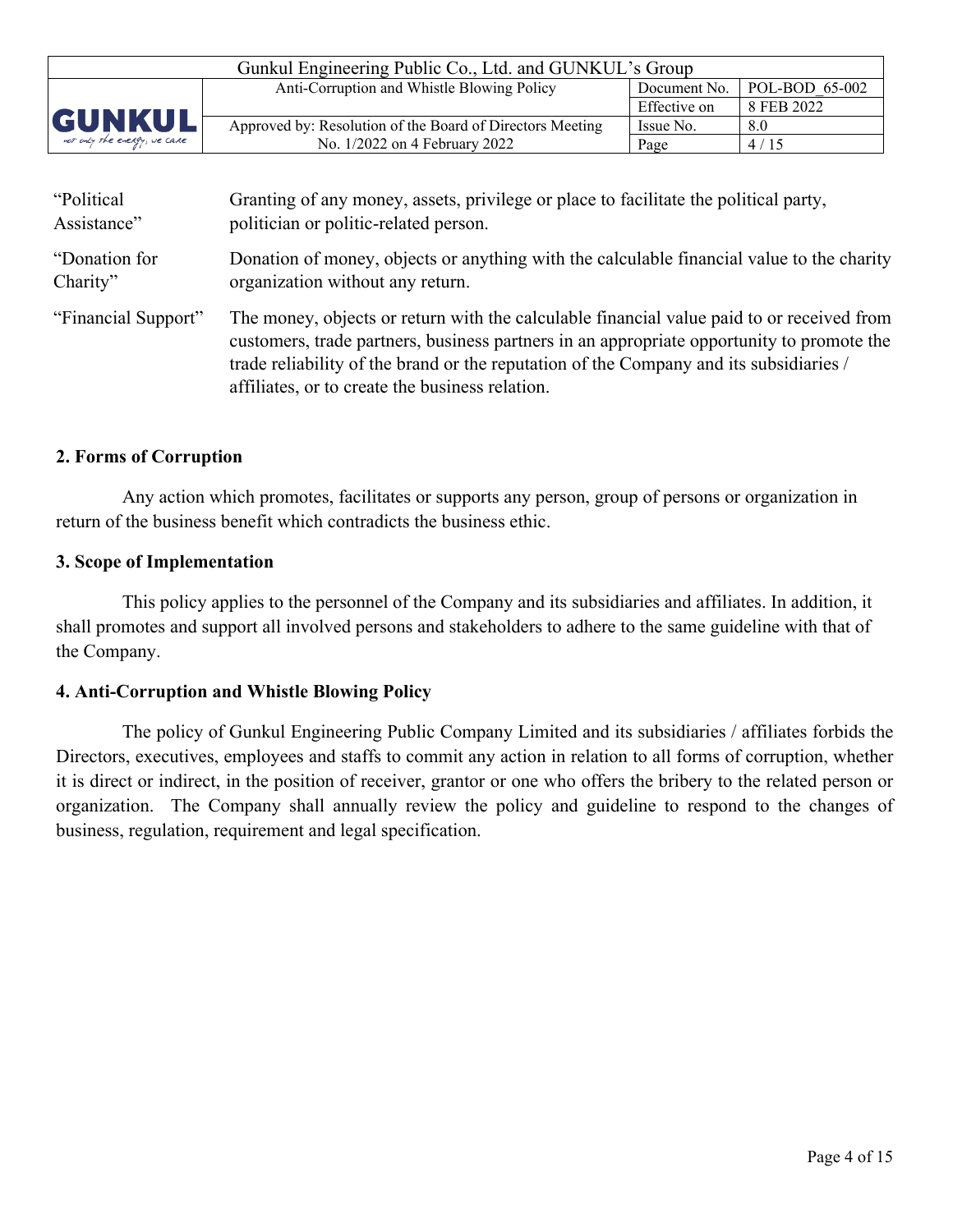| | |
|---|---|
| "Political Assistance" | Granting of any money, assets, privilege or place to facilitate the political party, politician or politic-related person. |
| "Donation for Charity" | Donation of money, objects or anything with the calculable financial value to the charity organization without any return. |
| "Financial Support" | The money, objects or return with the calculable financial value paid to or received from customers, trade partners, business partners in an appropriate opportunity to promote the trade reliability of the brand or the reputation of the Company and its subsidiaries / affiliates, or to create the business relation. |

## 2. Forms of Corruption

Any action which promotes, facilitates or supports any person, group of persons or organization in return of the business benefit which contradicts the business ethic.

## 3. Scope of Implementation

This policy applies to the personnel of the Company and its subsidiaries and affiliates. In addition, it shall promotes and support all involved persons and stakeholders to adhere to the same guideline with that of the Company.

## 4. Anti-Corruption and Whistle Blowing Policy

The policy of Gunkul Engineering Public Company Limited and its subsidiaries / affiliates forbids the Directors, executives, employees and staffs to commit any action in relation to all forms of corruption, whether it is direct or indirect, in the position of receiver, grantor or one who offers the bribery to the related person or organization. The Company shall annually review the policy and guideline to respond to the changes of business, regulation, requirement and legal specification.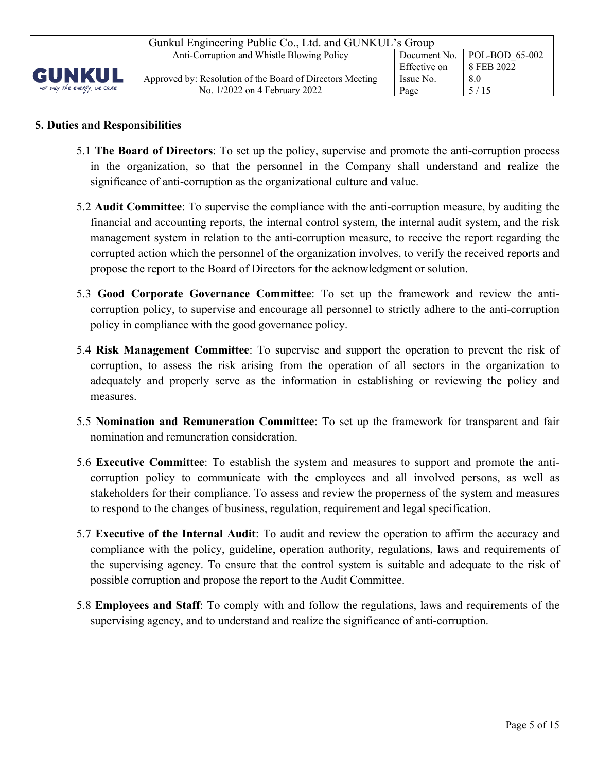## 5. Duties and Responsibilities

5.1 **The Board of Directors**: To set up the policy, supervise and promote the anti-corruption process in the organization, so that the personnel in the Company shall understand and realize the significance of anti-corruption as the organizational culture and value.

5.2 **Audit Committee**: To supervise the compliance with the anti-corruption measure, by auditing the financial and accounting reports, the internal control system, the internal audit system, and the risk management system in relation to the anti-corruption measure, to receive the report regarding the corrupted action which the personnel of the organization involves, to verify the received reports and propose the report to the Board of Directors for the acknowledgment or solution.

5.3 **Good Corporate Governance Committee**: To set up the framework and review the anti-corruption policy, to supervise and encourage all personnel to strictly adhere to the anti-corruption policy in compliance with the good governance policy.

5.4 **Risk Management Committee**: To supervise and support the operation to prevent the risk of corruption, to assess the risk arising from the operation of all sectors in the organization to adequately and properly serve as the information in establishing or reviewing the policy and measures.

5.5 **Nomination and Remuneration Committee**: To set up the framework for transparent and fair nomination and remuneration consideration.

5.6 **Executive Committee**: To establish the system and measures to support and promote the anti-corruption policy to communicate with the employees and all involved persons, as well as stakeholders for their compliance. To assess and review the properness of the system and measures to respond to the changes of business, regulation, requirement and legal specification.

5.7 **Executive of the Internal Audit**: To audit and review the operation to affirm the accuracy and compliance with the policy, guideline, operation authority, regulations, laws and requirements of the supervising agency. To ensure that the control system is suitable and adequate to the risk of possible corruption and propose the report to the Audit Committee.

5.8 **Employees and Staff**: To comply with and follow the regulations, laws and requirements of the supervising agency, and to understand and realize the significance of anti-corruption.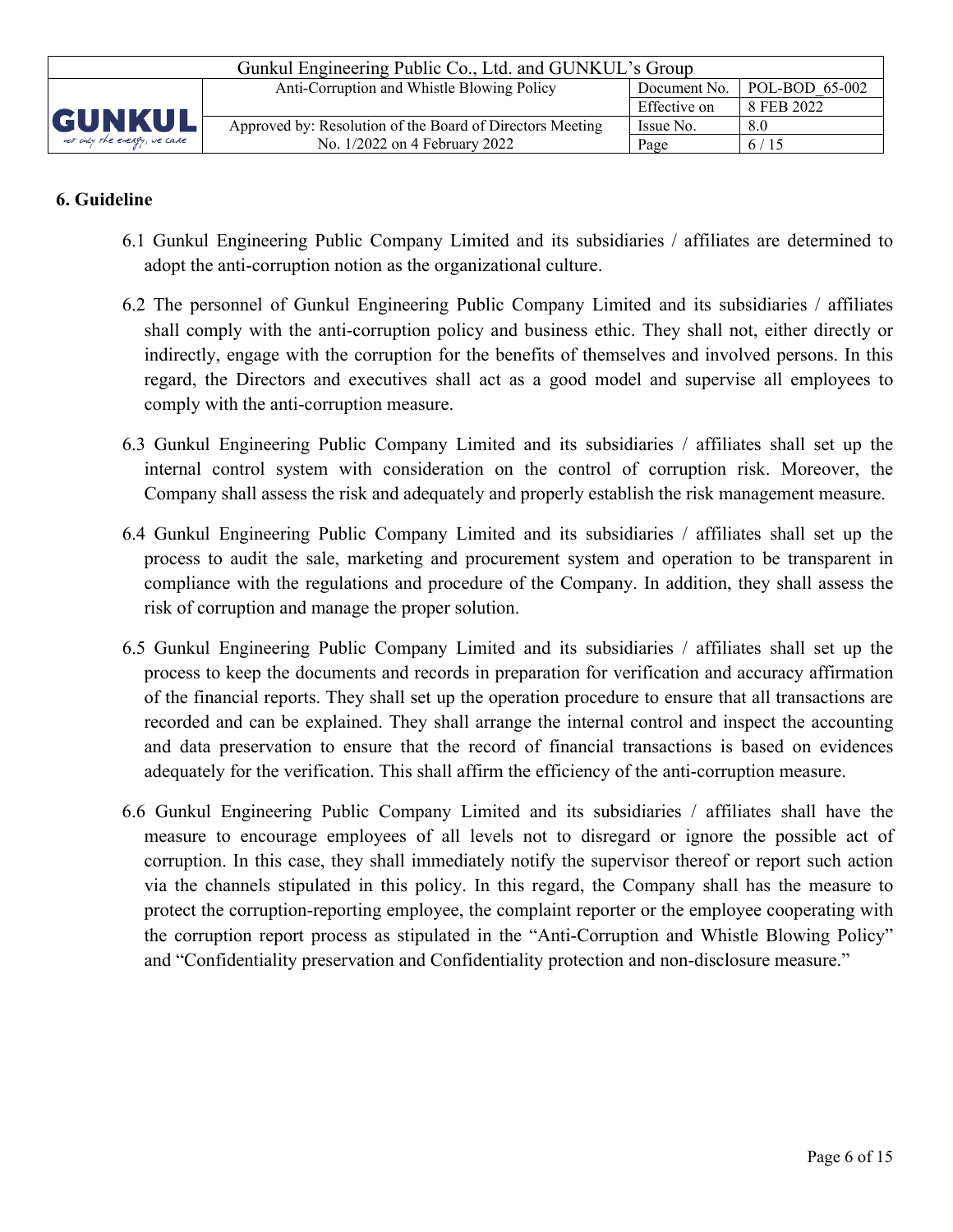## 6. Guideline

6.1 Gunkul Engineering Public Company Limited and its subsidiaries / affiliates are determined to adopt the anti-corruption notion as the organizational culture.

6.2 The personnel of Gunkul Engineering Public Company Limited and its subsidiaries / affiliates shall comply with the anti-corruption policy and business ethic. They shall not, either directly or indirectly, engage with the corruption for the benefits of themselves and involved persons. In this regard, the Directors and executives shall act as a good model and supervise all employees to comply with the anti-corruption measure.

6.3 Gunkul Engineering Public Company Limited and its subsidiaries / affiliates shall set up the internal control system with consideration on the control of corruption risk. Moreover, the Company shall assess the risk and adequately and properly establish the risk management measure.

6.4 Gunkul Engineering Public Company Limited and its subsidiaries / affiliates shall set up the process to audit the sale, marketing and procurement system and operation to be transparent in compliance with the regulations and procedure of the Company. In addition, they shall assess the risk of corruption and manage the proper solution.

6.5 Gunkul Engineering Public Company Limited and its subsidiaries / affiliates shall set up the process to keep the documents and records in preparation for verification and accuracy affirmation of the financial reports. They shall set up the operation procedure to ensure that all transactions are recorded and can be explained. They shall arrange the internal control and inspect the accounting and data preservation to ensure that the record of financial transactions is based on evidences adequately for the verification. This shall affirm the efficiency of the anti-corruption measure.

6.6 Gunkul Engineering Public Company Limited and its subsidiaries / affiliates shall have the measure to encourage employees of all levels not to disregard or ignore the possible act of corruption. In this case, they shall immediately notify the supervisor thereof or report such action via the channels stipulated in this policy. In this regard, the Company shall has the measure to protect the corruption-reporting employee, the complaint reporter or the employee cooperating with the corruption report process as stipulated in the "Anti-Corruption and Whistle Blowing Policy" and "Confidentiality preservation and Confidentiality protection and non-disclosure measure."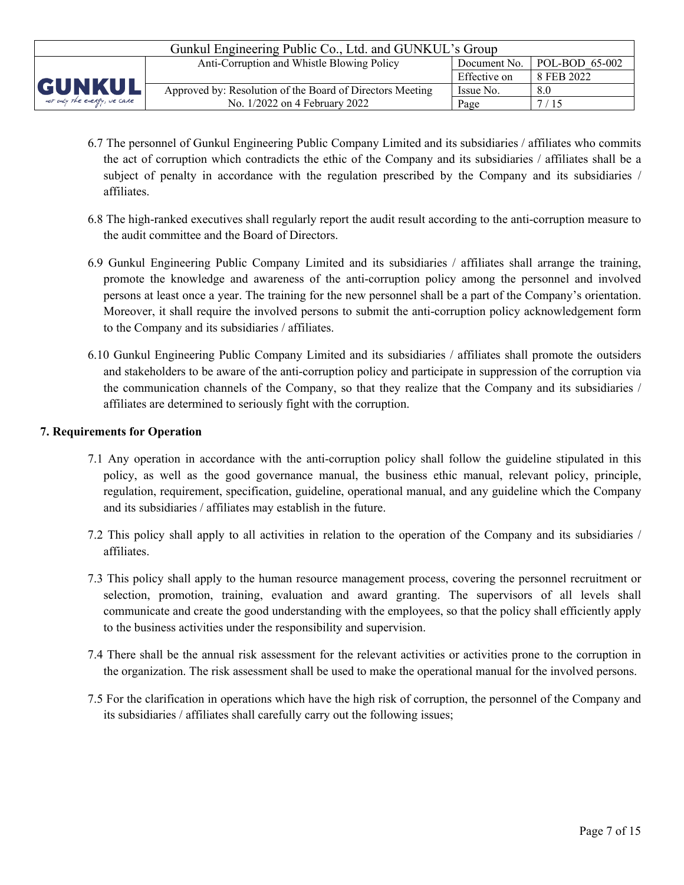6.7 The personnel of Gunkul Engineering Public Company Limited and its subsidiaries / affiliates who commits the act of corruption which contradicts the ethic of the Company and its subsidiaries / affiliates shall be a subject of penalty in accordance with the regulation prescribed by the Company and its subsidiaries / affiliates.

6.8 The high-ranked executives shall regularly report the audit result according to the anti-corruption measure to the audit committee and the Board of Directors.

6.9 Gunkul Engineering Public Company Limited and its subsidiaries / affiliates shall arrange the training, promote the knowledge and awareness of the anti-corruption policy among the personnel and involved persons at least once a year. The training for the new personnel shall be a part of the Company's orientation. Moreover, it shall require the involved persons to submit the anti-corruption policy acknowledgement form to the Company and its subsidiaries / affiliates.

6.10 Gunkul Engineering Public Company Limited and its subsidiaries / affiliates shall promote the outsiders and stakeholders to be aware of the anti-corruption policy and participate in suppression of the corruption via the communication channels of the Company, so that they realize that the Company and its subsidiaries / affiliates are determined to seriously fight with the corruption.

**7. Requirements for Operation**

7.1 Any operation in accordance with the anti-corruption policy shall follow the guideline stipulated in this policy, as well as the good governance manual, the business ethic manual, relevant policy, principle, regulation, requirement, specification, guideline, operational manual, and any guideline which the Company and its subsidiaries / affiliates may establish in the future.

7.2 This policy shall apply to all activities in relation to the operation of the Company and its subsidiaries / affiliates.

7.3 This policy shall apply to the human resource management process, covering the personnel recruitment or selection, promotion, training, evaluation and award granting. The supervisors of all levels shall communicate and create the good understanding with the employees, so that the policy shall efficiently apply to the business activities under the responsibility and supervision.

7.4 There shall be the annual risk assessment for the relevant activities or activities prone to the corruption in the organization. The risk assessment shall be used to make the operational manual for the involved persons.

7.5 For the clarification in operations which have the high risk of corruption, the personnel of the Company and its subsidiaries / affiliates shall carefully carry out the following issues;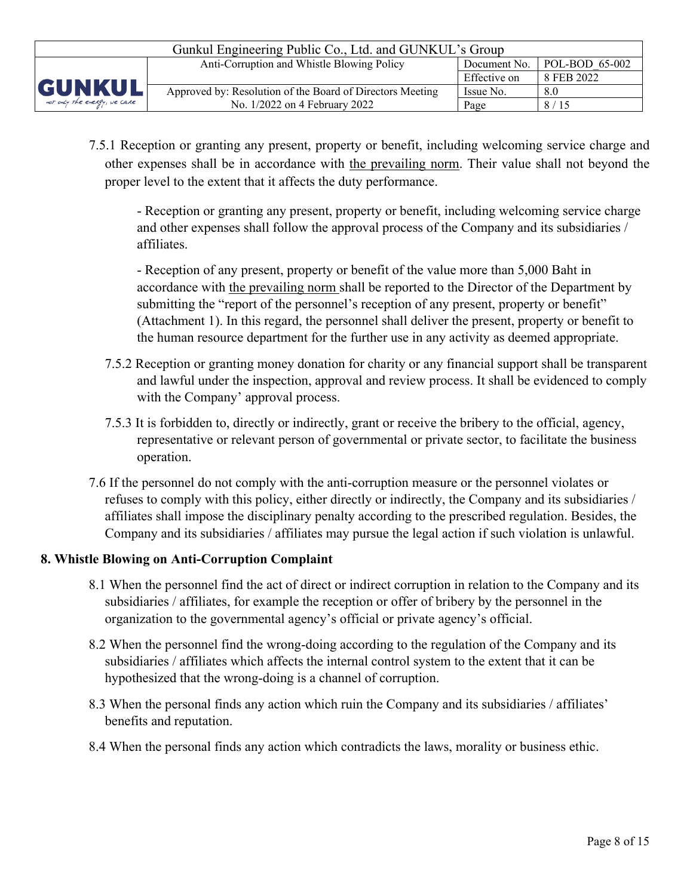7.5.1 Reception or granting any present, property or benefit, including welcoming service charge and other expenses shall be in accordance with <u>the prevailing norm</u>. Their value shall not beyond the proper level to the extent that it affects the duty performance.

- Reception or granting any present, property or benefit, including welcoming service charge and other expenses shall follow the approval process of the Company and its subsidiaries / affiliates.

- Reception of any present, property or benefit of the value more than 5,000 Baht in accordance with <u>the prevailing norm</u> shall be reported to the Director of the Department by submitting the "report of the personnel's reception of any present, property or benefit" (Attachment 1). In this regard, the personnel shall deliver the present, property or benefit to the human resource department for the further use in any activity as deemed appropriate.

7.5.2 Reception or granting money donation for charity or any financial support shall be transparent and lawful under the inspection, approval and review process. It shall be evidenced to comply with the Company' approval process.

7.5.3 It is forbidden to, directly or indirectly, grant or receive the bribery to the official, agency, representative or relevant person of governmental or private sector, to facilitate the business operation.

7.6 If the personnel do not comply with the anti-corruption measure or the personnel violates or refuses to comply with this policy, either directly or indirectly, the Company and its subsidiaries / affiliates shall impose the disciplinary penalty according to the prescribed regulation. Besides, the Company and its subsidiaries / affiliates may pursue the legal action if such violation is unlawful.

**8. Whistle Blowing on Anti-Corruption Complaint**

8.1 When the personnel find the act of direct or indirect corruption in relation to the Company and its subsidiaries / affiliates, for example the reception or offer of bribery by the personnel in the organization to the governmental agency's official or private agency's official.

8.2 When the personnel find the wrong-doing according to the regulation of the Company and its subsidiaries / affiliates which affects the internal control system to the extent that it can be hypothesized that the wrong-doing is a channel of corruption.

8.3 When the personal finds any action which ruin the Company and its subsidiaries / affiliates' benefits and reputation.

8.4 When the personal finds any action which contradicts the laws, morality or business ethic.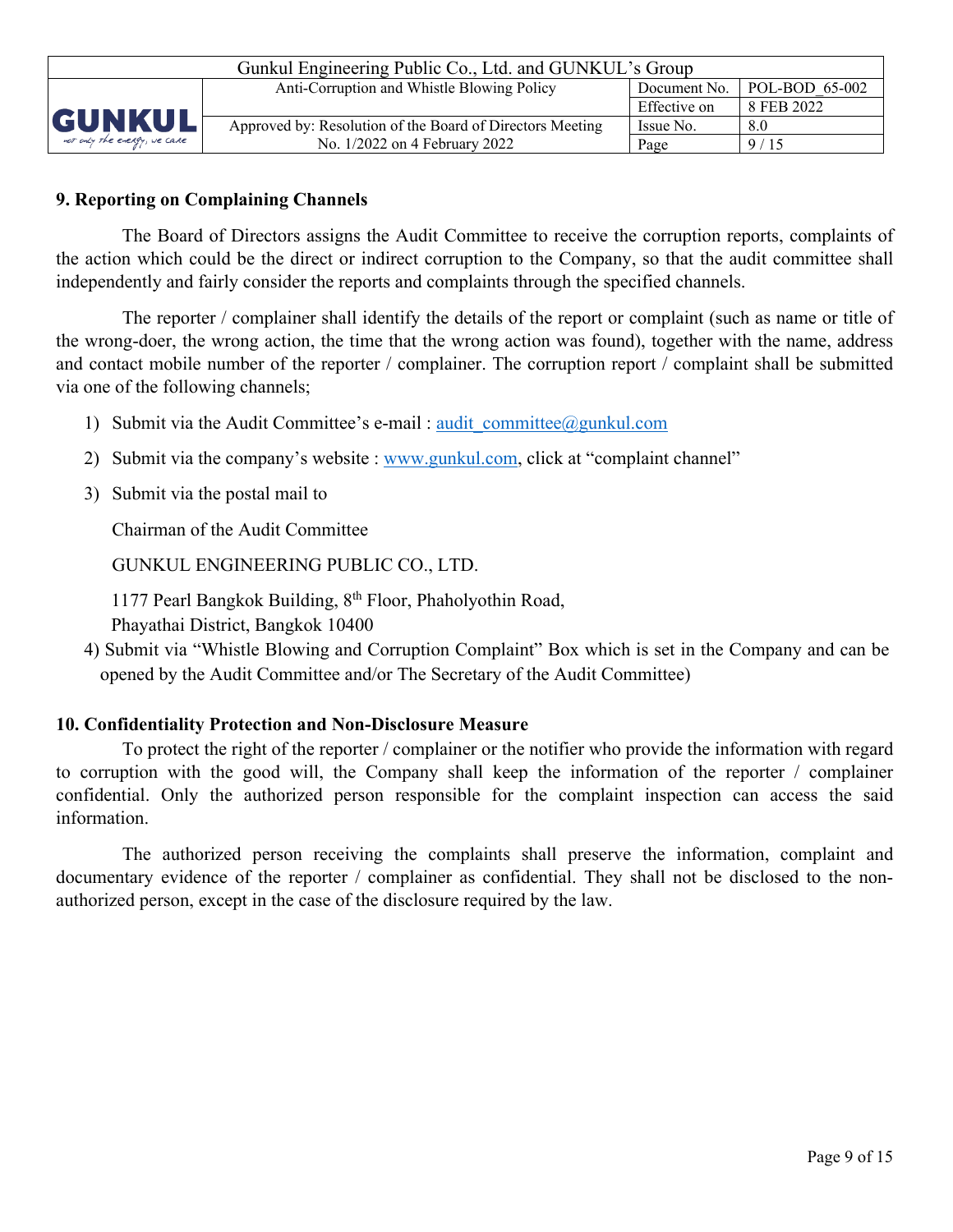## 9. Reporting on Complaining Channels

The Board of Directors assigns the Audit Committee to receive the corruption reports, complaints of the action which could be the direct or indirect corruption to the Company, so that the audit committee shall independently and fairly consider the reports and complaints through the specified channels.

The reporter / complainer shall identify the details of the report or complaint (such as name or title of the wrong-doer, the wrong action, the time that the wrong action was found), together with the name, address and contact mobile number of the reporter / complainer. The corruption report / complaint shall be submitted via one of the following channels;

1) Submit via the Audit Committee's e-mail : audit_committee@gunkul.com
2) Submit via the company's website : www.gunkul.com, click at "complaint channel"
3) Submit via the postal mail to

   Chairman of the Audit Committee

   GUNKUL ENGINEERING PUBLIC CO., LTD.

   1177 Pearl Bangkok Building, 8th Floor, Phaholyothin Road,
   Phayathai District, Bangkok 10400
4) Submit via "Whistle Blowing and Corruption Complaint" Box which is set in the Company and can be opened by the Audit Committee and/or The Secretary of the Audit Committee)

## 10. Confidentiality Protection and Non-Disclosure Measure

To protect the right of the reporter / complainer or the notifier who provide the information with regard to corruption with the good will, the Company shall keep the information of the reporter / complainer confidential. Only the authorized person responsible for the complaint inspection can access the said information.

The authorized person receiving the complaints shall preserve the information, complaint and documentary evidence of the reporter / complainer as confidential. They shall not be disclosed to the non-authorized person, except in the case of the disclosure required by the law.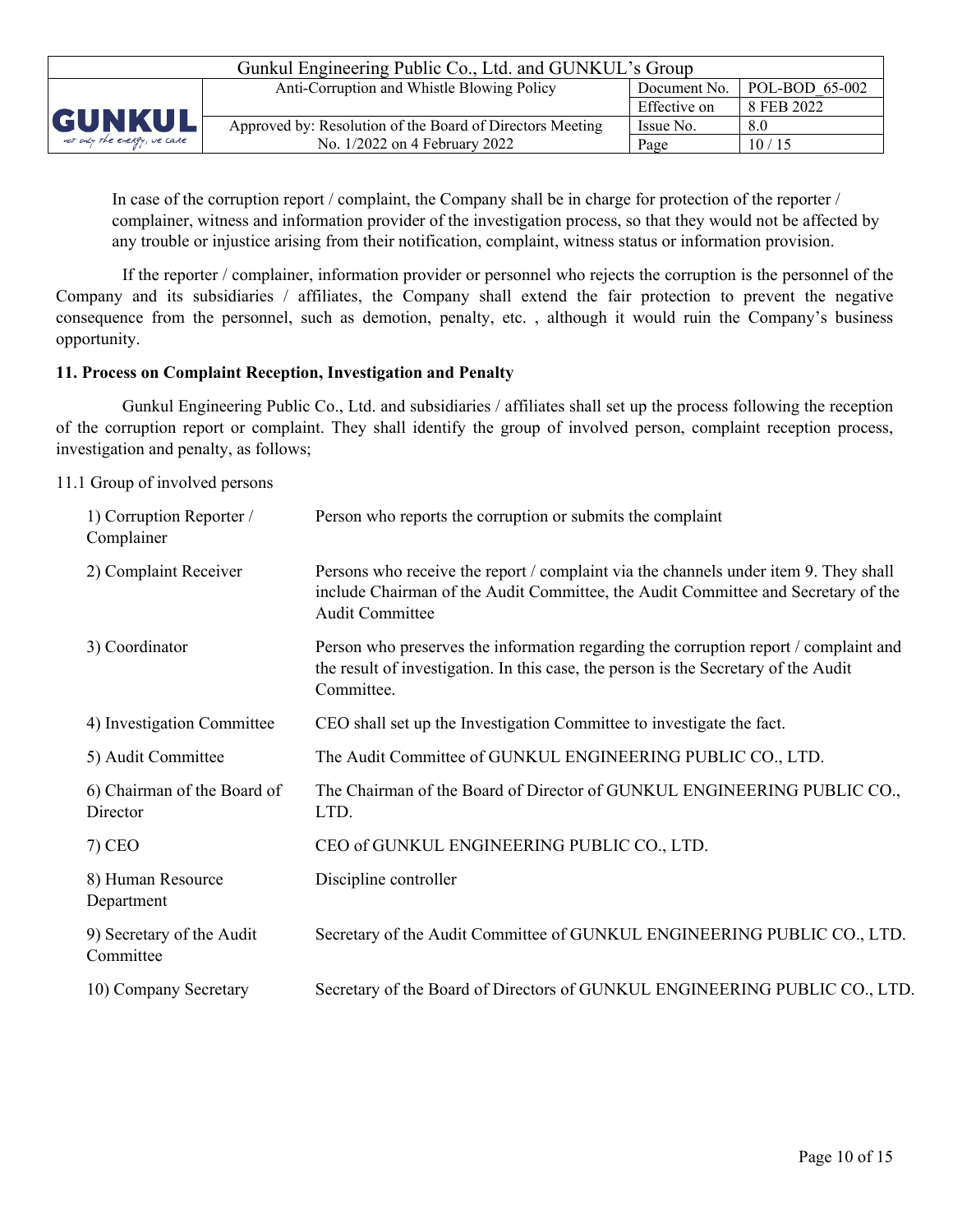In case of the corruption report / complaint, the Company shall be in charge for protection of the reporter / complainer, witness and information provider of the investigation process, so that they would not be affected by any trouble or injustice arising from their notification, complaint, witness status or information provision.

If the reporter / complainer, information provider or personnel who rejects the corruption is the personnel of the Company and its subsidiaries / affiliates, the Company shall extend the fair protection to prevent the negative consequence from the personnel, such as demotion, penalty, etc. , although it would ruin the Company's business opportunity.

**11. Process on Complaint Reception, Investigation and Penalty**

Gunkul Engineering Public Co., Ltd. and subsidiaries / affiliates shall set up the process following the reception of the corruption report or complaint. They shall identify the group of involved person, complaint reception process, investigation and penalty, as follows;

11.1 Group of involved persons

| | |
|---|---|
| 1) Corruption Reporter / Complainer | Person who reports the corruption or submits the complaint |
| 2) Complaint Receiver | Persons who receive the report / complaint via the channels under item 9. They shall include Chairman of the Audit Committee, the Audit Committee and Secretary of the Audit Committee |
| 3) Coordinator | Person who preserves the information regarding the corruption report / complaint and the result of investigation. In this case, the person is the Secretary of the Audit Committee. |
| 4) Investigation Committee | CEO shall set up the Investigation Committee to investigate the fact. |
| 5) Audit Committee | The Audit Committee of GUNKUL ENGINEERING PUBLIC CO., LTD. |
| 6) Chairman of the Board of Director | The Chairman of the Board of Director of GUNKUL ENGINEERING PUBLIC CO., LTD. |
| 7) CEO | CEO of GUNKUL ENGINEERING PUBLIC CO., LTD. |
| 8) Human Resource Department | Discipline controller |
| 9) Secretary of the Audit Committee | Secretary of the Audit Committee of GUNKUL ENGINEERING PUBLIC CO., LTD. |
| 10) Company Secretary | Secretary of the Board of Directors of GUNKUL ENGINEERING PUBLIC CO., LTD. |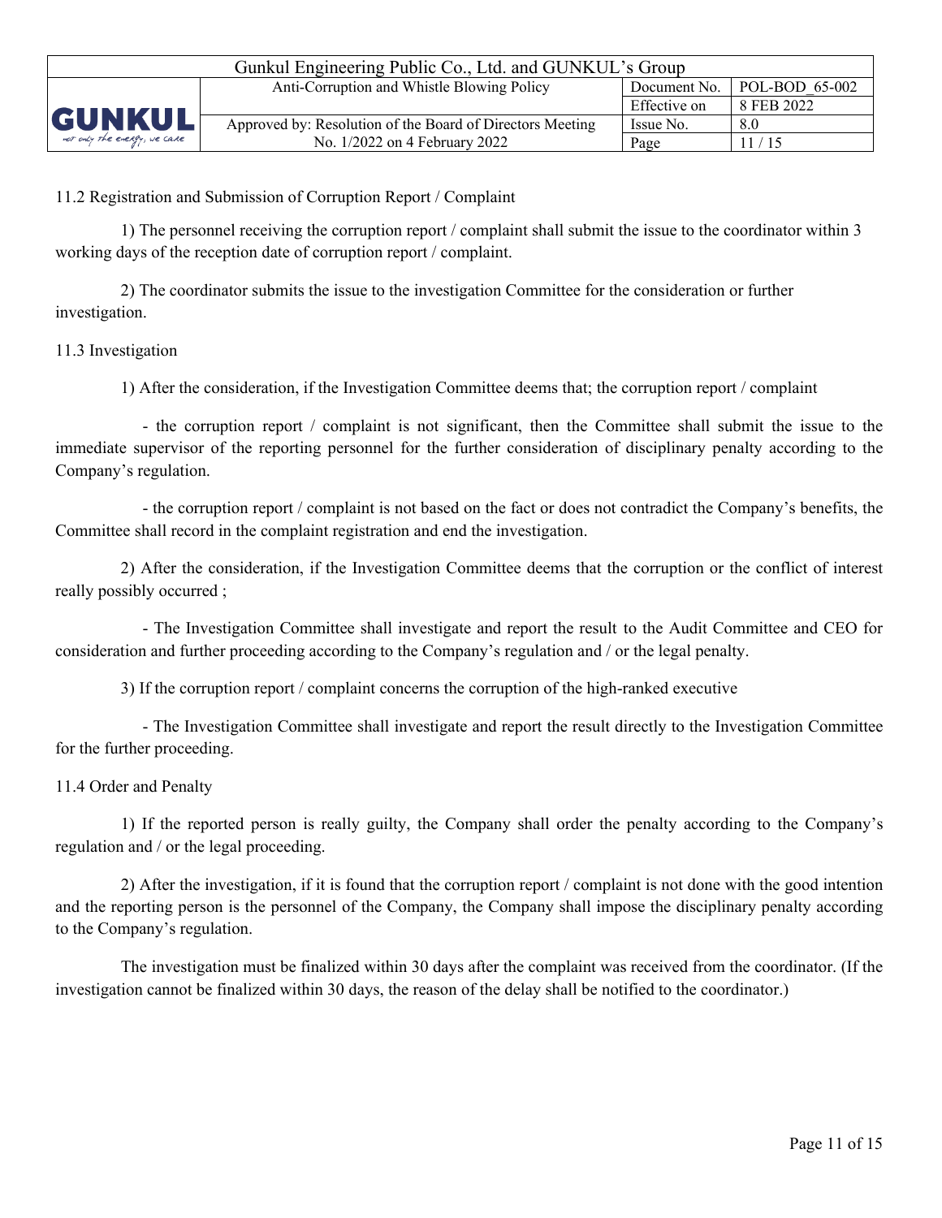11.2 Registration and Submission of Corruption Report / Complaint

1) The personnel receiving the corruption report / complaint shall submit the issue to the coordinator within 3 working days of the reception date of corruption report / complaint.

2) The coordinator submits the issue to the investigation Committee for the consideration or further investigation.

11.3 Investigation

1) After the consideration, if the Investigation Committee deems that; the corruption report / complaint

- the corruption report / complaint is not significant, then the Committee shall submit the issue to the immediate supervisor of the reporting personnel for the further consideration of disciplinary penalty according to the Company's regulation.

- the corruption report / complaint is not based on the fact or does not contradict the Company's benefits, the Committee shall record in the complaint registration and end the investigation.

2) After the consideration, if the Investigation Committee deems that the corruption or the conflict of interest really possibly occurred ;

- The Investigation Committee shall investigate and report the result to the Audit Committee and CEO for consideration and further proceeding according to the Company's regulation and / or the legal penalty.

3) If the corruption report / complaint concerns the corruption of the high-ranked executive

- The Investigation Committee shall investigate and report the result directly to the Investigation Committee for the further proceeding.

11.4 Order and Penalty

1) If the reported person is really guilty, the Company shall order the penalty according to the Company's regulation and / or the legal proceeding.

2) After the investigation, if it is found that the corruption report / complaint is not done with the good intention and the reporting person is the personnel of the Company, the Company shall impose the disciplinary penalty according to the Company's regulation.

The investigation must be finalized within 30 days after the complaint was received from the coordinator. (If the investigation cannot be finalized within 30 days, the reason of the delay shall be notified to the coordinator.)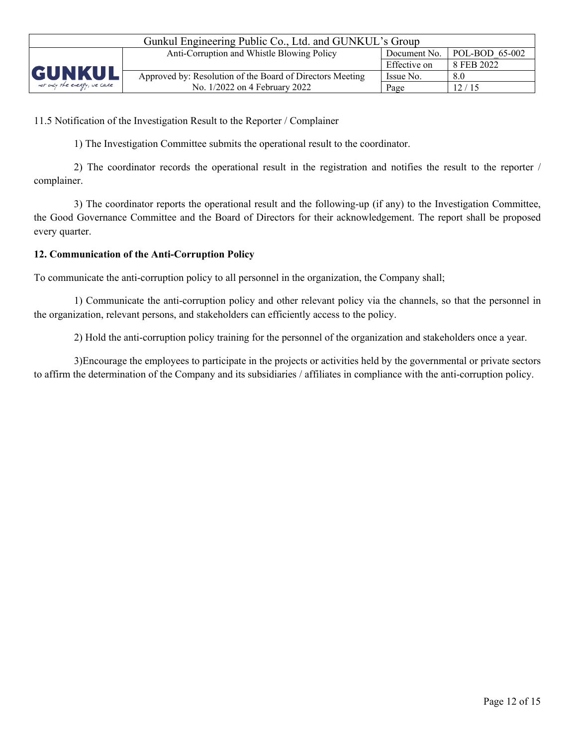11.5 Notification of the Investigation Result to the Reporter / Complainer

1) The Investigation Committee submits the operational result to the coordinator.

2) The coordinator records the operational result in the registration and notifies the result to the reporter / complainer.

3) The coordinator reports the operational result and the following-up (if any) to the Investigation Committee, the Good Governance Committee and the Board of Directors for their acknowledgement. The report shall be proposed every quarter.

**12. Communication of the Anti-Corruption Policy**

To communicate the anti-corruption policy to all personnel in the organization, the Company shall;

1) Communicate the anti-corruption policy and other relevant policy via the channels, so that the personnel in the organization, relevant persons, and stakeholders can efficiently access to the policy.

2) Hold the anti-corruption policy training for the personnel of the organization and stakeholders once a year.

3)Encourage the employees to participate in the projects or activities held by the governmental or private sectors to affirm the determination of the Company and its subsidiaries / affiliates in compliance with the anti-corruption policy.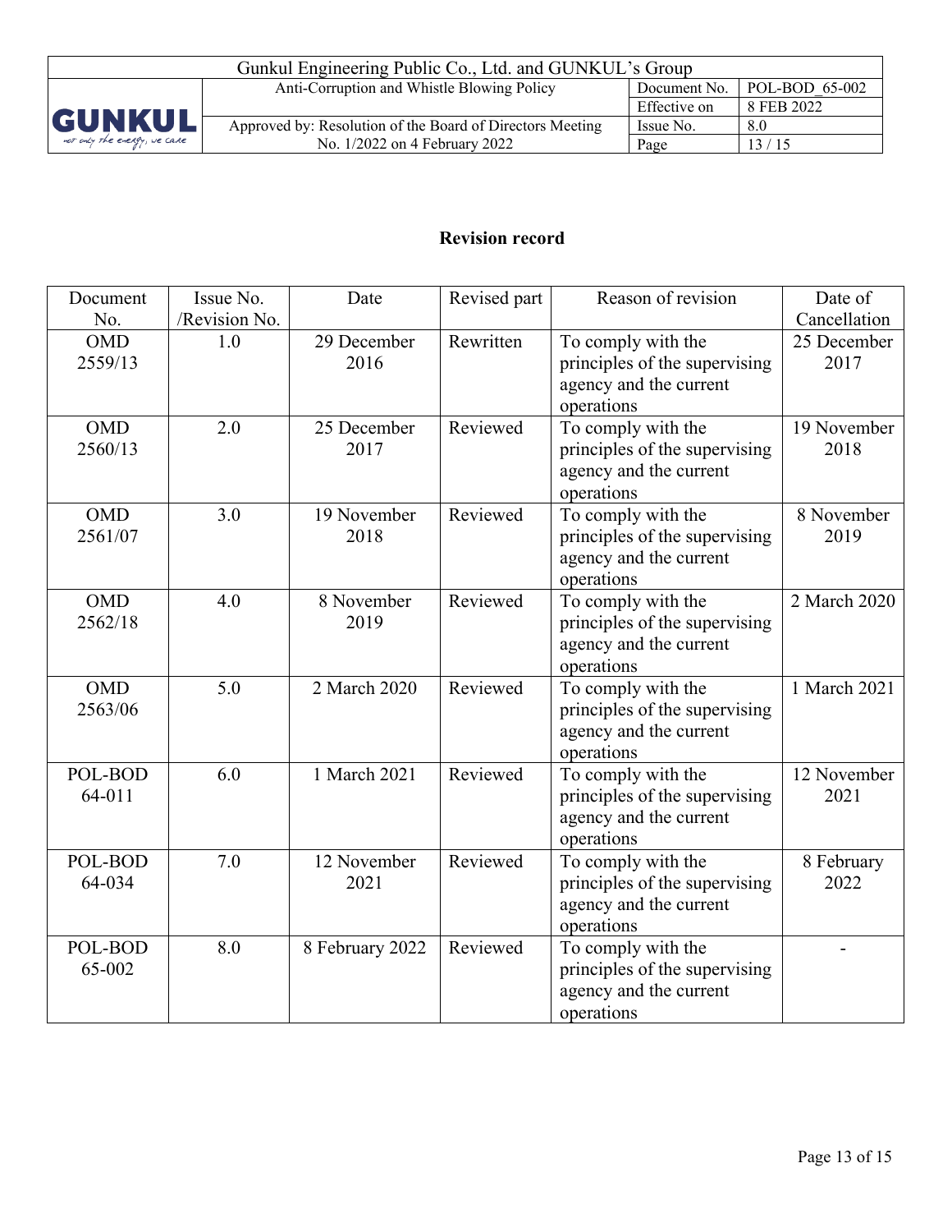## Revision record

| Document No. | Issue No. /Revision No. | Date | Revised part | Reason of revision | Date of Cancellation |
|---|---|---|---|---|---|
| OMD 2559/13 | 1.0 | 29 December 2016 | Rewritten | To comply with the principles of the supervising agency and the current operations | 25 December 2017 |
| OMD 2560/13 | 2.0 | 25 December 2017 | Reviewed | To comply with the principles of the supervising agency and the current operations | 19 November 2018 |
| OMD 2561/07 | 3.0 | 19 November 2018 | Reviewed | To comply with the principles of the supervising agency and the current operations | 8 November 2019 |
| OMD 2562/18 | 4.0 | 8 November 2019 | Reviewed | To comply with the principles of the supervising agency and the current operations | 2 March 2020 |
| OMD 2563/06 | 5.0 | 2 March 2020 | Reviewed | To comply with the principles of the supervising agency and the current operations | 1 March 2021 |
| POL-BOD 64-011 | 6.0 | 1 March 2021 | Reviewed | To comply with the principles of the supervising agency and the current operations | 12 November 2021 |
| POL-BOD 64-034 | 7.0 | 12 November 2021 | Reviewed | To comply with the principles of the supervising agency and the current operations | 8 February 2022 |
| POL-BOD 65-002 | 8.0 | 8 February 2022 | Reviewed | To comply with the principles of the supervising agency and the current operations | - |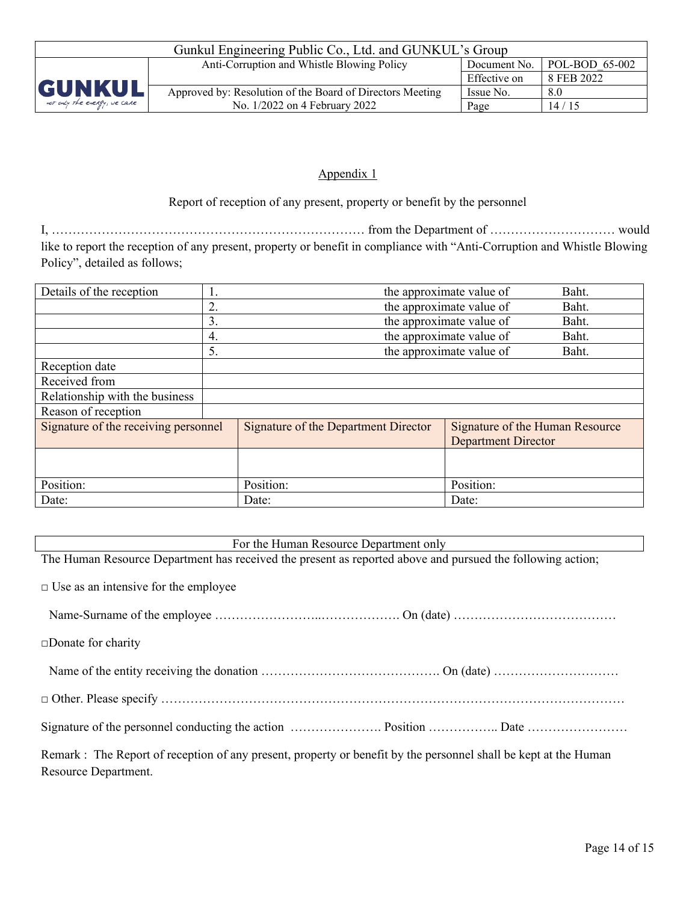## Appendix 1

Report of reception of any present, property or benefit by the personnel

I, ………………………………………………………………… from the Department of ………………………… would like to report the reception of any present, property or benefit in compliance with "Anti-Corruption and Whistle Blowing Policy", detailed as follows;

| Details of the reception | 1. | the approximate value of | Baht. |
|---|---|---|---|
| | 2. | the approximate value of | Baht. |
| | 3. | the approximate value of | Baht. |
| | 4. | the approximate value of | Baht. |
| | 5. | the approximate value of | Baht. |
| Reception date | | | |
| Received from | | | |
| Relationship with the business | | | |
| Reason of reception | | | |

| Signature of the receiving personnel | Signature of the Department Director | Signature of the Human Resource Department Director |
|---|---|---|
| | | |
| Position: | Position: | Position: |
| Date: | Date: | Date: |

For the Human Resource Department only

The Human Resource Department has received the present as reported above and pursued the following action;

□ Use as an intensive for the employee

Name-Surname of the employee ……………………..………………. On (date) …………………………………

□Donate for charity

Name of the entity receiving the donation ……………………………………. On (date) …………………………

□ Other. Please specify …………………………………………………………………………………………………

Signature of the personnel conducting the action …………………. Position …………….. Date ……………………

Remark : The Report of reception of any present, property or benefit by the personnel shall be kept at the Human Resource Department.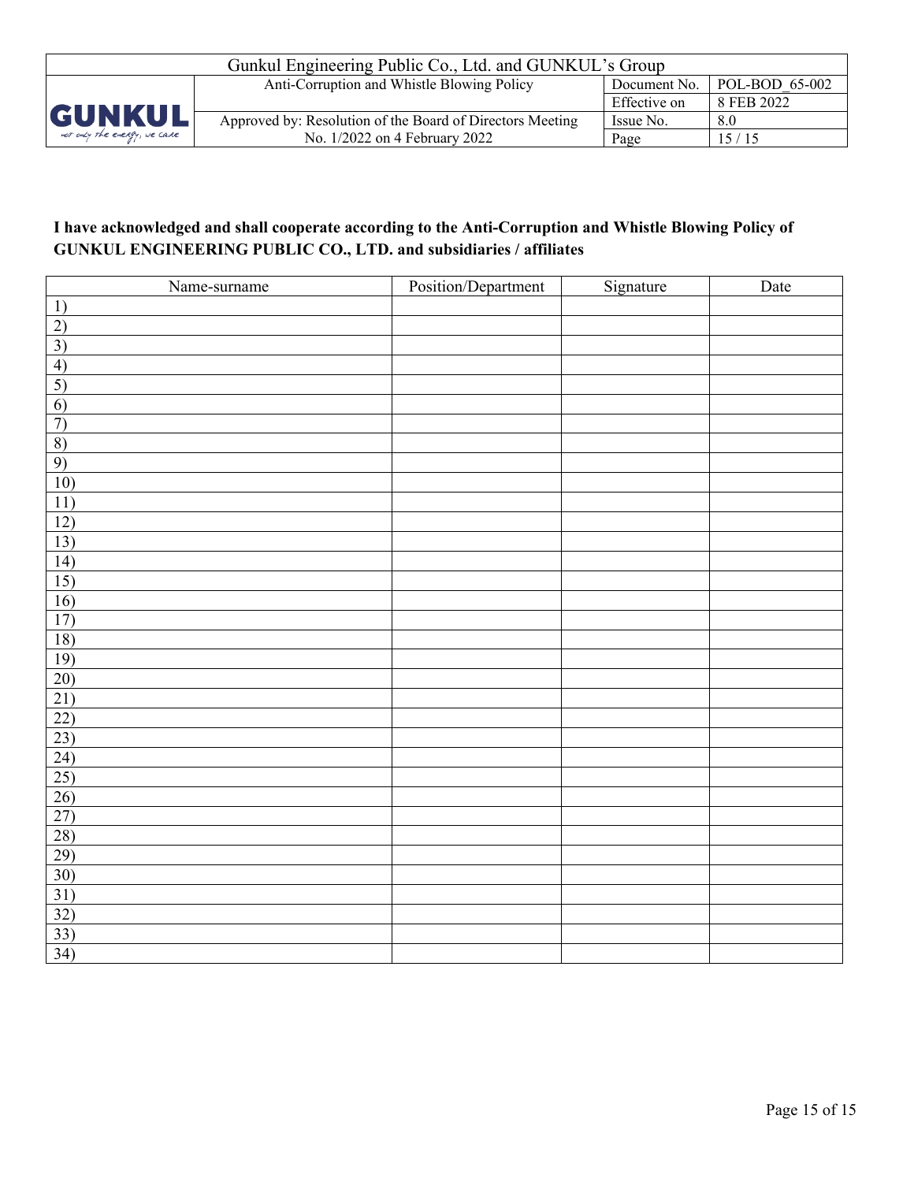**I have acknowledged and shall cooperate according to the Anti-Corruption and Whistle Blowing Policy of GUNKUL ENGINEERING PUBLIC CO., LTD. and subsidiaries / affiliates**

| Name-surname | Position/Department | Signature | Date |
|---|---|---|---|
| 1) | | | |
| 2) | | | |
| 3) | | | |
| 4) | | | |
| 5) | | | |
| 6) | | | |
| 7) | | | |
| 8) | | | |
| 9) | | | |
| 10) | | | |
| 11) | | | |
| 12) | | | |
| 13) | | | |
| 14) | | | |
| 15) | | | |
| 16) | | | |
| 17) | | | |
| 18) | | | |
| 19) | | | |
| 20) | | | |
| 21) | | | |
| 22) | | | |
| 23) | | | |
| 24) | | | |
| 25) | | | |
| 26) | | | |
| 27) | | | |
| 28) | | | |
| 29) | | | |
| 30) | | | |
| 31) | | | |
| 32) | | | |
| 33) | | | |
| 34) | | | |